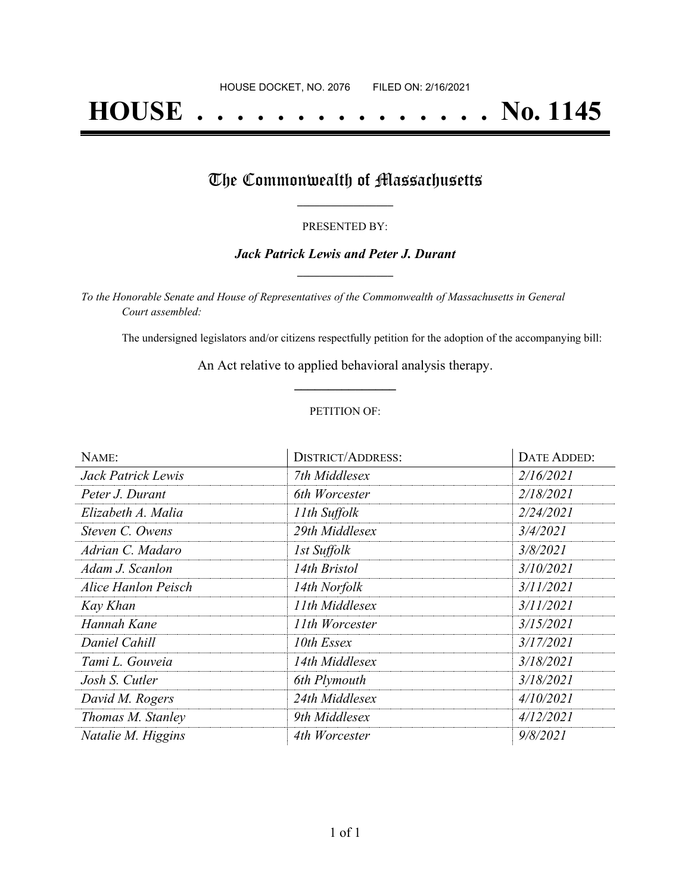HOUSE DOCKET, NO. 2076 FILED ON: 2/16/2021

# HOUSE . . . . . . . . . . . . . . . . No. 1145

## The Commonwealth of Massachusetts

PRESENTED BY:

***Jack Patrick Lewis and Peter J. Durant***

*To the Honorable Senate and House of Representatives of the Commonwealth of Massachusetts in General Court assembled:*

The undersigned legislators and/or citizens respectfully petition for the adoption of the accompanying bill:

An Act relative to applied behavioral analysis therapy.

PETITION OF:

| NAME: | DISTRICT/ADDRESS: | DATE ADDED: |
|---|---|---|
| *Jack Patrick Lewis* | *7th Middlesex* | *2/16/2021* |
| *Peter J. Durant* | *6th Worcester* | *2/18/2021* |
| *Elizabeth A. Malia* | *11th Suffolk* | *2/24/2021* |
| *Steven C. Owens* | *29th Middlesex* | *3/4/2021* |
| *Adrian C. Madaro* | *1st Suffolk* | *3/8/2021* |
| *Adam J. Scanlon* | *14th Bristol* | *3/10/2021* |
| *Alice Hanlon Peisch* | *14th Norfolk* | *3/11/2021* |
| *Kay Khan* | *11th Middlesex* | *3/11/2021* |
| *Hannah Kane* | *11th Worcester* | *3/15/2021* |
| *Daniel Cahill* | *10th Essex* | *3/17/2021* |
| *Tami L. Gouveia* | *14th Middlesex* | *3/18/2021* |
| *Josh S. Cutler* | *6th Plymouth* | *3/18/2021* |
| *David M. Rogers* | *24th Middlesex* | *4/10/2021* |
| *Thomas M. Stanley* | *9th Middlesex* | *4/12/2021* |
| *Natalie M. Higgins* | *4th Worcester* | *9/8/2021* |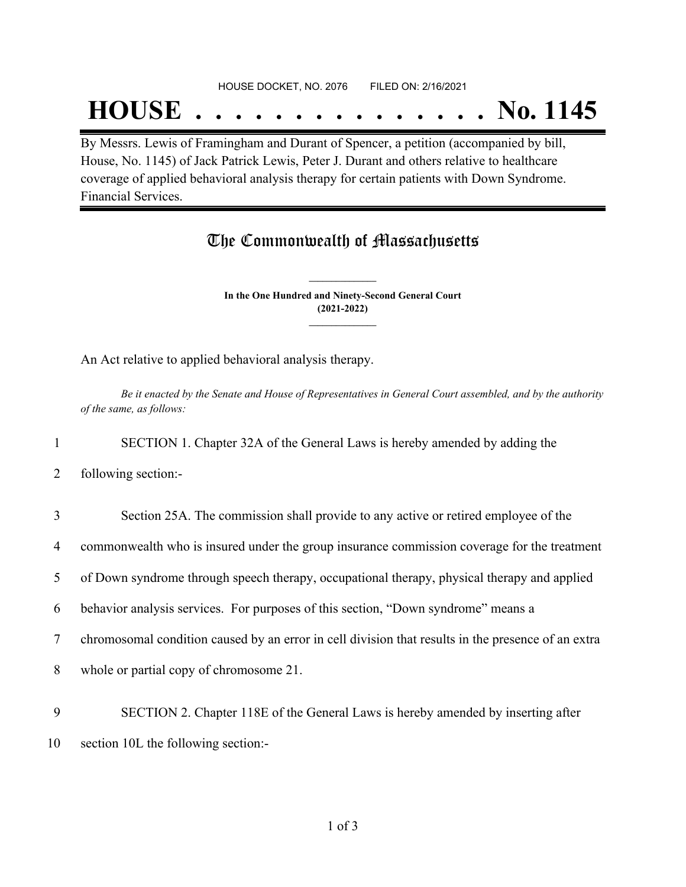HOUSE DOCKET, NO. 2076 FILED ON: 2/16/2021

# HOUSE . . . . . . . . . . . . . . . No. 1145

By Messrs. Lewis of Framingham and Durant of Spencer, a petition (accompanied by bill, House, No. 1145) of Jack Patrick Lewis, Peter J. Durant and others relative to healthcare coverage of applied behavioral analysis therapy for certain patients with Down Syndrome. Financial Services.

## The Commonwealth of Massachusetts

**In the One Hundred and Ninety-Second General Court**
**(2021-2022)**

An Act relative to applied behavioral analysis therapy.

*Be it enacted by the Senate and House of Representatives in General Court assembled, and by the authority of the same, as follows:*

1 SECTION 1. Chapter 32A of the General Laws is hereby amended by adding the
2 following section:-

3 Section 25A. The commission shall provide to any active or retired employee of the
4 commonwealth who is insured under the group insurance commission coverage for the treatment
5 of Down syndrome through speech therapy, occupational therapy, physical therapy and applied
6 behavior analysis services. For purposes of this section, "Down syndrome" means a
7 chromosomal condition caused by an error in cell division that results in the presence of an extra
8 whole or partial copy of chromosome 21.

9 SECTION 2. Chapter 118E of the General Laws is hereby amended by inserting after
10 section 10L the following section:-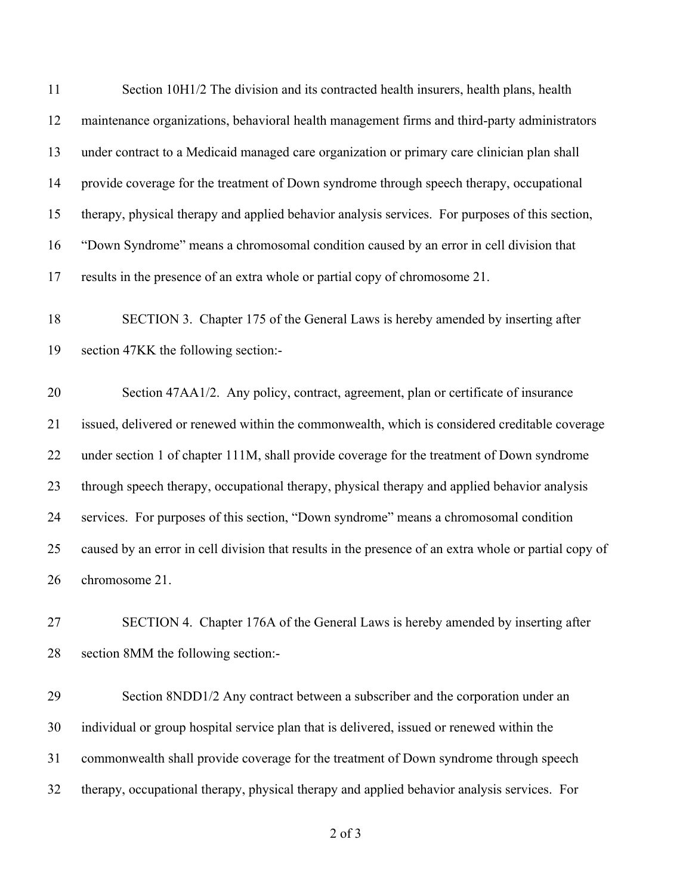Section 10H1/2 The division and its contracted health insurers, health plans, health maintenance organizations, behavioral health management firms and third-party administrators under contract to a Medicaid managed care organization or primary care clinician plan shall provide coverage for the treatment of Down syndrome through speech therapy, occupational therapy, physical therapy and applied behavior analysis services. For purposes of this section, "Down Syndrome" means a chromosomal condition caused by an error in cell division that results in the presence of an extra whole or partial copy of chromosome 21.

SECTION 3. Chapter 175 of the General Laws is hereby amended by inserting after section 47KK the following section:-

Section 47AA1/2. Any policy, contract, agreement, plan or certificate of insurance issued, delivered or renewed within the commonwealth, which is considered creditable coverage under section 1 of chapter 111M, shall provide coverage for the treatment of Down syndrome through speech therapy, occupational therapy, physical therapy and applied behavior analysis services. For purposes of this section, "Down syndrome" means a chromosomal condition caused by an error in cell division that results in the presence of an extra whole or partial copy of chromosome 21.

SECTION 4. Chapter 176A of the General Laws is hereby amended by inserting after section 8MM the following section:-

Section 8NDD1/2 Any contract between a subscriber and the corporation under an individual or group hospital service plan that is delivered, issued or renewed within the commonwealth shall provide coverage for the treatment of Down syndrome through speech therapy, occupational therapy, physical therapy and applied behavior analysis services. For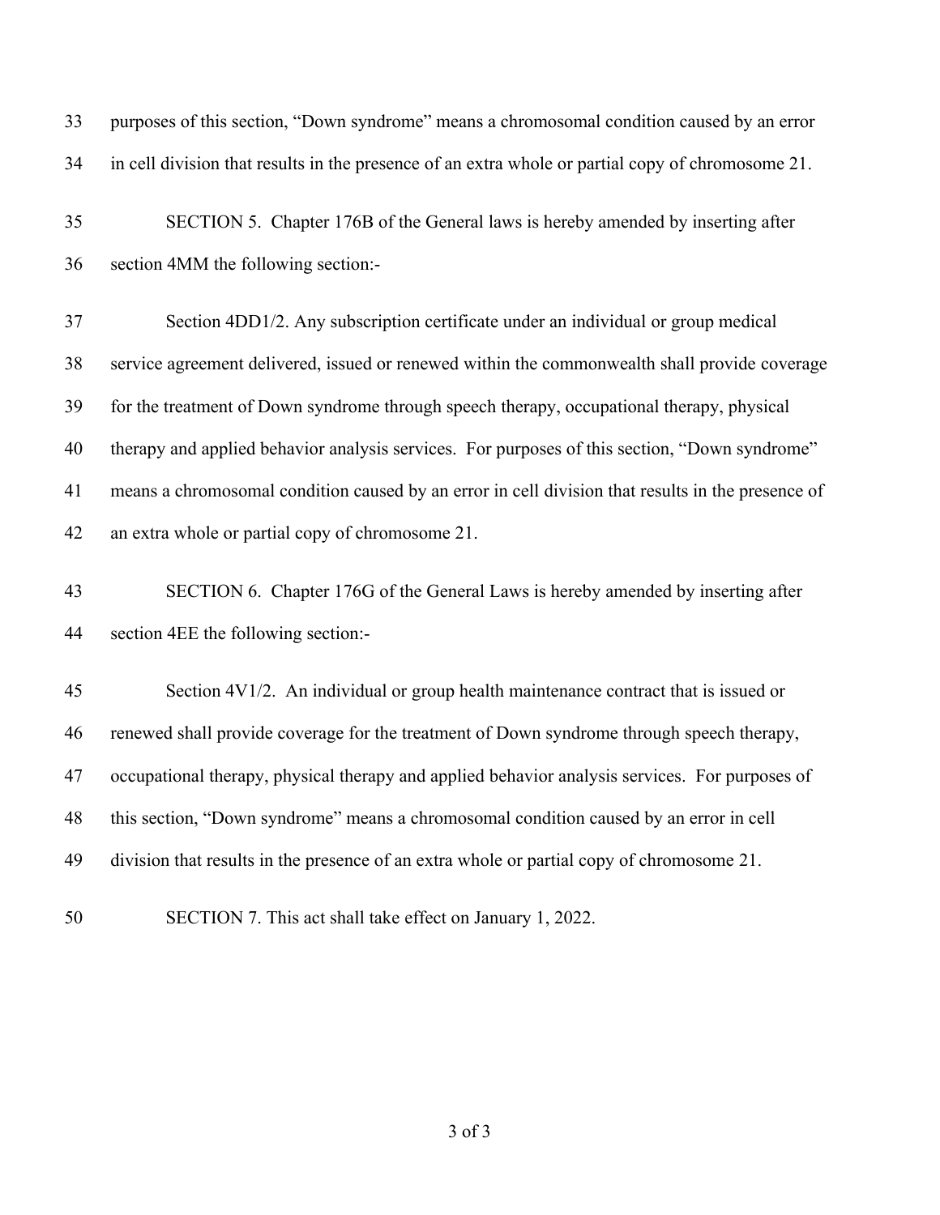purposes of this section, "Down syndrome" means a chromosomal condition caused by an error in cell division that results in the presence of an extra whole or partial copy of chromosome 21.

SECTION 5. Chapter 176B of the General laws is hereby amended by inserting after section 4MM the following section:-

Section 4DD1/2. Any subscription certificate under an individual or group medical service agreement delivered, issued or renewed within the commonwealth shall provide coverage for the treatment of Down syndrome through speech therapy, occupational therapy, physical therapy and applied behavior analysis services. For purposes of this section, "Down syndrome" means a chromosomal condition caused by an error in cell division that results in the presence of an extra whole or partial copy of chromosome 21.

SECTION 6. Chapter 176G of the General Laws is hereby amended by inserting after section 4EE the following section:-

Section 4V1/2. An individual or group health maintenance contract that is issued or renewed shall provide coverage for the treatment of Down syndrome through speech therapy, occupational therapy, physical therapy and applied behavior analysis services. For purposes of this section, "Down syndrome" means a chromosomal condition caused by an error in cell division that results in the presence of an extra whole or partial copy of chromosome 21.

SECTION 7. This act shall take effect on January 1, 2022.